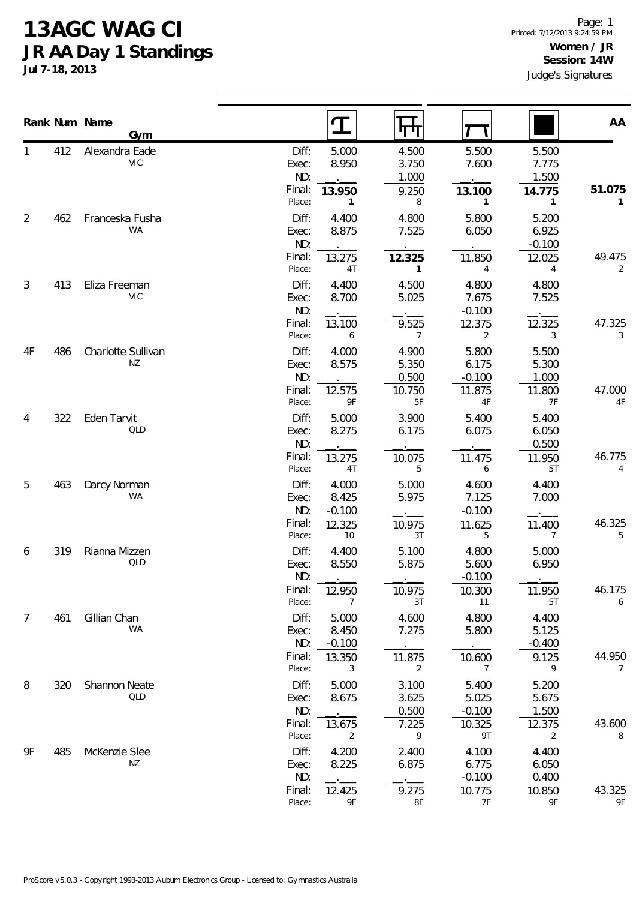# 13AGC WAG CI

## JR AA Day 1 Standings

**Jul 7-18, 2013**

Page: 1
Printed: 7/12/2013 9:24:59 PM

**Women / JR**
**Session: 14W**
Judge's Signatures

| Rank | Num | Name / Gym | | Vault | Uneven Bars | Beam | Floor | AA |
|---|---|---|---|---|---|---|---|---|
| 1 | 412 | Alexandra Eade | Diff: | 5.000 | 4.500 | 5.500 | 5.500 | |
| | | VIC | Exec: | 8.950 | 3.750 | 7.600 | 7.775 | |
| | | | ND: | . | 1.000 | . | 1.500 | |
| | | | Final: | **13.950** | 9.250 | **13.100** | **14.775** | **51.075** |
| | | | Place: | **1** | 8 | **1** | **1** | **1** |
| 2 | 462 | Franceska Fusha | Diff: | 4.400 | 4.800 | 5.800 | 5.200 | |
| | | WA | Exec: | 8.875 | 7.525 | 6.050 | 6.925 | |
| | | | ND: | . | . | . | -0.100 | |
| | | | Final: | 13.275 | **12.325** | 11.850 | 12.025 | 49.475 |
| | | | Place: | 4T | **1** | 4 | 4 | 2 |
| 3 | 413 | Eliza Freeman | Diff: | 4.400 | 4.500 | 4.800 | 4.800 | |
| | | VIC | Exec: | 8.700 | 5.025 | 7.675 | 7.525 | |
| | | | ND: | . | . | -0.100 | . | |
| | | | Final: | 13.100 | 9.525 | 12.375 | 12.325 | 47.325 |
| | | | Place: | 6 | 7 | 2 | 3 | 3 |
| 4F | 486 | Charlotte Sullivan | Diff: | 4.000 | 4.900 | 5.800 | 5.500 | |
| | | NZ | Exec: | 8.575 | 5.350 | 6.175 | 5.300 | |
| | | | ND: | . | 0.500 | -0.100 | 1.000 | |
| | | | Final: | 12.575 | 10.750 | 11.875 | 11.800 | 47.000 |
| | | | Place: | 9F | 5F | 4F | 7F | 4F |
| 4 | 322 | Eden Tarvit | Diff: | 5.000 | 3.900 | 5.400 | 5.400 | |
| | | QLD | Exec: | 8.275 | 6.175 | 6.075 | 6.050 | |
| | | | ND: | . | . | . | 0.500 | |
| | | | Final: | 13.275 | 10.075 | 11.475 | 11.950 | 46.775 |
| | | | Place: | 4T | 5 | 6 | 5T | 4 |
| 5 | 463 | Darcy Norman | Diff: | 4.000 | 5.000 | 4.600 | 4.400 | |
| | | WA | Exec: | 8.425 | 5.975 | 7.125 | 7.000 | |
| | | | ND: | -0.100 | . | -0.100 | . | |
| | | | Final: | 12.325 | 10.975 | 11.625 | 11.400 | 46.325 |
| | | | Place: | 10 | 3T | 5 | 7 | 5 |
| 6 | 319 | Rianna Mizzen | Diff: | 4.400 | 5.100 | 4.800 | 5.000 | |
| | | QLD | Exec: | 8.550 | 5.875 | 5.600 | 6.950 | |
| | | | ND: | . | . | -0.100 | . | |
| | | | Final: | 12.950 | 10.975 | 10.300 | 11.950 | 46.175 |
| | | | Place: | 7 | 3T | 11 | 5T | 6 |
| 7 | 461 | Gillian Chan | Diff: | 5.000 | 4.600 | 4.800 | 4.400 | |
| | | WA | Exec: | 8.450 | 7.275 | 5.800 | 5.125 | |
| | | | ND: | -0.100 | . | . | -0.400 | |
| | | | Final: | 13.350 | 11.875 | 10.600 | 9.125 | 44.950 |
| | | | Place: | 3 | 2 | 7 | 9 | 7 |
| 8 | 320 | Shannon Neate | Diff: | 5.000 | 3.100 | 5.400 | 5.200 | |
| | | QLD | Exec: | 8.675 | 3.625 | 5.025 | 5.675 | |
| | | | ND: | . | 0.500 | -0.100 | 1.500 | |
| | | | Final: | 13.675 | 7.225 | 10.325 | 12.375 | 43.600 |
| | | | Place: | 2 | 9 | 9T | 2 | 8 |
| 9F | 485 | McKenzie Slee | Diff: | 4.200 | 2.400 | 4.100 | 4.400 | |
| | | NZ | Exec: | 8.225 | 6.875 | 6.775 | 6.050 | |
| | | | ND: | . | . | -0.100 | 0.400 | |
| | | | Final: | 12.425 | 9.275 | 10.775 | 10.850 | 43.325 |
| | | | Place: | 9F | 8F | 7F | 9F | 9F |

ProScore v5.0.3 - Copyright 1993-2013 Auburn Electronics Group - Licensed to: Gymnastics Australia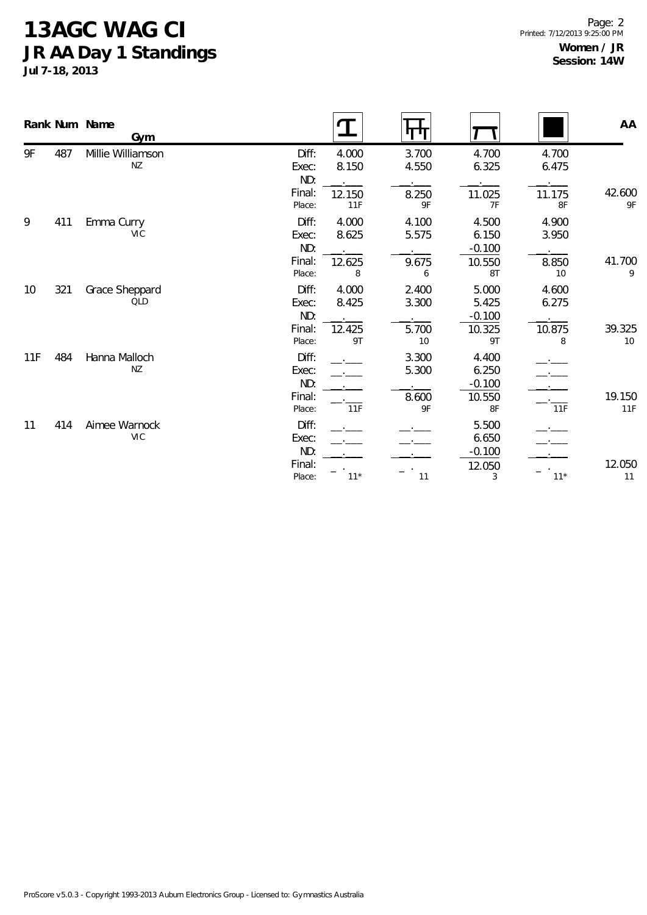# 13AGC WAG CI

## JR AA Day 1 Standings

**Jul 7-18, 2013**

Printed: 7/12/2013 9:25:00 PM

**Women / JR**
**Session: 14W**

| Rank | Num | Name / Gym | | Vault | Uneven Bars | Beam | Floor | AA |
|---|---|---|---|---|---|---|---|---|
| 9F | 487 | Millie Williamson | Diff: | 4.000 | 3.700 | 4.700 | 4.700 | |
| | | NZ | Exec: | 8.150 | 4.550 | 6.325 | 6.475 | |
| | | | ND: | . | . | . | . | |
| | | | Final: | 12.150 | 8.250 | 11.025 | 11.175 | 42.600 |
| | | | Place: | 11F | 9F | 7F | 8F | 9F |
| 9 | 411 | Emma Curry | Diff: | 4.000 | 4.100 | 4.500 | 4.900 | |
| | | VIC | Exec: | 8.625 | 5.575 | 6.150 | 3.950 | |
| | | | ND: | . | . | -0.100 | . | |
| | | | Final: | 12.625 | 9.675 | 10.550 | 8.850 | 41.700 |
| | | | Place: | 8 | 6 | 8T | 10 | 9 |
| 10 | 321 | Grace Sheppard | Diff: | 4.000 | 2.400 | 5.000 | 4.600 | |
| | | QLD | Exec: | 8.425 | 3.300 | 5.425 | 6.275 | |
| | | | ND: | . | . | -0.100 | . | |
| | | | Final: | 12.425 | 5.700 | 10.325 | 10.875 | 39.325 |
| | | | Place: | 9T | 10 | 9T | 8 | 10 |
| 11F | 484 | Hanna Malloch | Diff: | . | 3.300 | 4.400 | . | |
| | | NZ | Exec: | . | 5.300 | 6.250 | . | |
| | | | ND: | . | . | -0.100 | . | |
| | | | Final: | . | 8.600 | 10.550 | . | 19.150 |
| | | | Place: | 11F | 9F | 8F | 11F | 11F |
| 11 | 414 | Aimee Warnock | Diff: | . | . | 5.500 | . | |
| | | VIC | Exec: | . | . | 6.650 | . | |
| | | | ND: | . | . | -0.100 | . | |
| | | | Final: | . | . | 12.050 | . | 12.050 |
| | | | Place: | 11* | 11 | 3 | 11* | 11 |

ProScore v5.0.3 - Copyright 1993-2013 Auburn Electronics Group - Licensed to: Gymnastics Australia